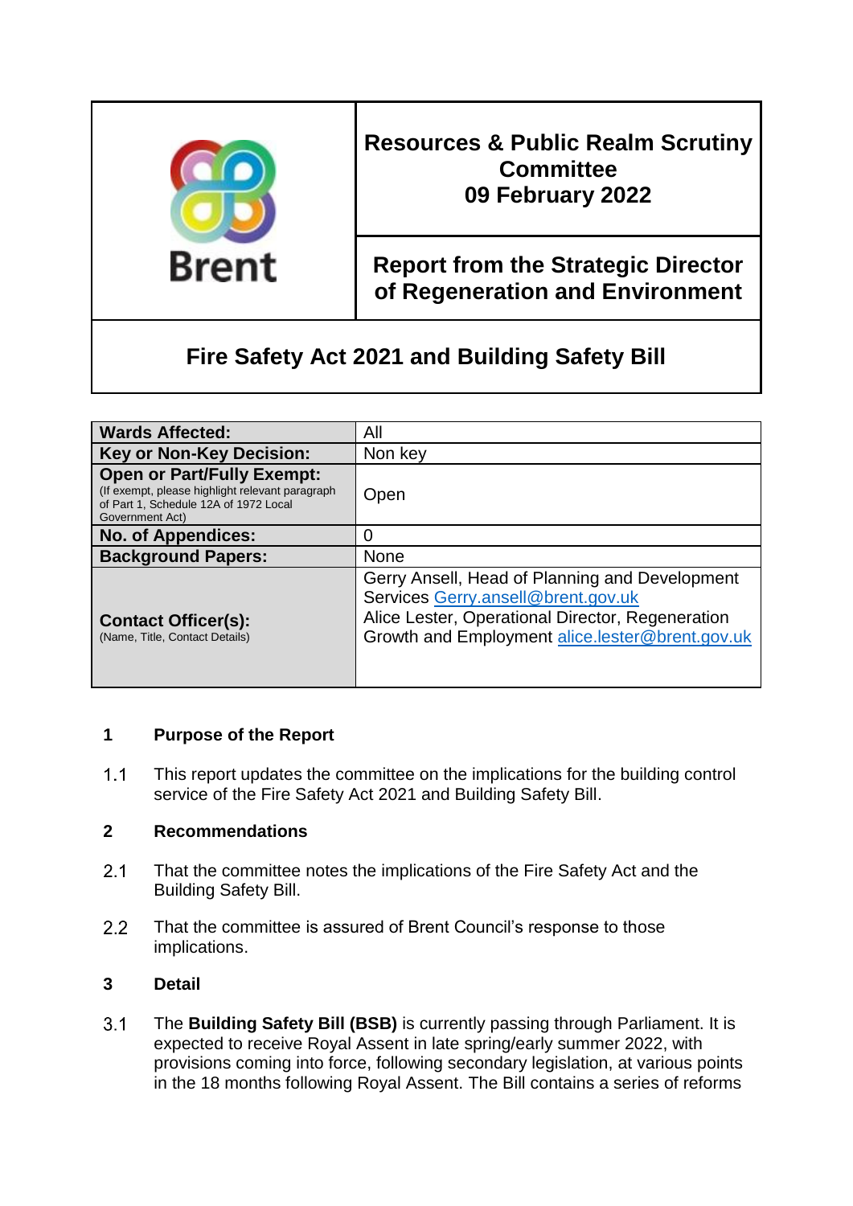| | |
|---|---|
| Brent | **Resources & Public Realm Scrutiny Committee**<br>**09 February 2022** |
| | **Report from the Strategic Director of Regeneration and Environment** |

# Fire Safety Act 2021 and Building Safety Bill

| | |
|---|---|
| **Wards Affected:** | All |
| **Key or Non-Key Decision:** | Non key |
| **Open or Part/Fully Exempt:** (If exempt, please highlight relevant paragraph of Part 1, Schedule 12A of 1972 Local Government Act) | Open |
| **No. of Appendices:** | 0 |
| **Background Papers:** | None |
| **Contact Officer(s):** (Name, Title, Contact Details) | Gerry Ansell, Head of Planning and Development Services Gerry.ansell@brent.gov.uk<br>Alice Lester, Operational Director, Regeneration Growth and Employment alice.lester@brent.gov.uk |

## 1 Purpose of the Report

1.1 This report updates the committee on the implications for the building control service of the Fire Safety Act 2021 and Building Safety Bill.

## 2 Recommendations

2.1 That the committee notes the implications of the Fire Safety Act and the Building Safety Bill.

2.2 That the committee is assured of Brent Council's response to those implications.

## 3 Detail

3.1 The **Building Safety Bill (BSB)** is currently passing through Parliament. It is expected to receive Royal Assent in late spring/early summer 2022, with provisions coming into force, following secondary legislation, at various points in the 18 months following Royal Assent. The Bill contains a series of reforms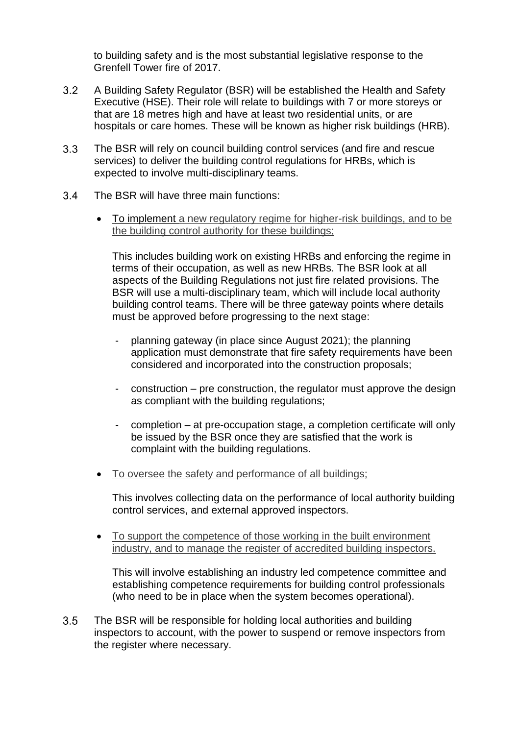to building safety and is the most substantial legislative response to the Grenfell Tower fire of 2017.

3.2 A Building Safety Regulator (BSR) will be established the Health and Safety Executive (HSE). Their role will relate to buildings with 7 or more storeys or that are 18 metres high and have at least two residential units, or are hospitals or care homes. These will be known as higher risk buildings (HRB).

3.3 The BSR will rely on council building control services (and fire and rescue services) to deliver the building control regulations for HRBs, which is expected to involve multi-disciplinary teams.

3.4 The BSR will have three main functions:

- To implement a new regulatory regime for higher-risk buildings, and to be the building control authority for these buildings;

  This includes building work on existing HRBs and enforcing the regime in terms of their occupation, as well as new HRBs. The BSR look at all aspects of the Building Regulations not just fire related provisions. The BSR will use a multi-disciplinary team, which will include local authority building control teams. There will be three gateway points where details must be approved before progressing to the next stage:

  - planning gateway (in place since August 2021); the planning application must demonstrate that fire safety requirements have been considered and incorporated into the construction proposals;
  - construction – pre construction, the regulator must approve the design as compliant with the building regulations;
  - completion – at pre-occupation stage, a completion certificate will only be issued by the BSR once they are satisfied that the work is complaint with the building regulations.

- To oversee the safety and performance of all buildings;

  This involves collecting data on the performance of local authority building control services, and external approved inspectors.

- To support the competence of those working in the built environment industry, and to manage the register of accredited building inspectors.

  This will involve establishing an industry led competence committee and establishing competence requirements for building control professionals (who need to be in place when the system becomes operational).

3.5 The BSR will be responsible for holding local authorities and building inspectors to account, with the power to suspend or remove inspectors from the register where necessary.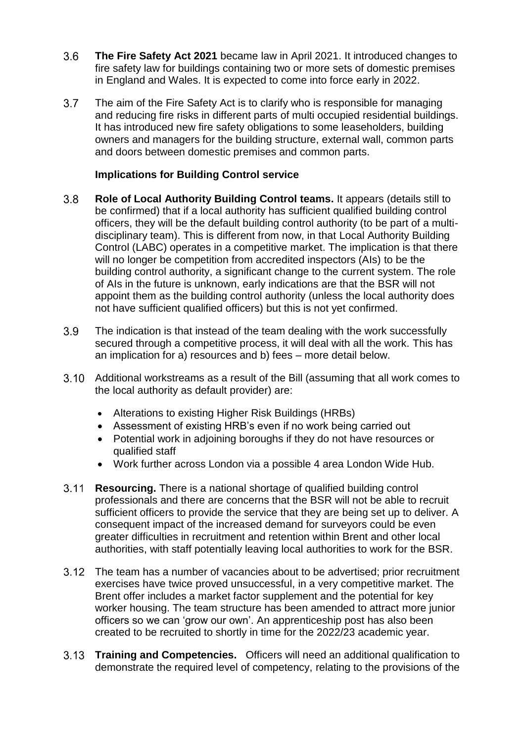3.6 **The Fire Safety Act 2021** became law in April 2021. It introduced changes to fire safety law for buildings containing two or more sets of domestic premises in England and Wales. It is expected to come into force early in 2022.

3.7 The aim of the Fire Safety Act is to clarify who is responsible for managing and reducing fire risks in different parts of multi occupied residential buildings. It has introduced new fire safety obligations to some leaseholders, building owners and managers for the building structure, external wall, common parts and doors between domestic premises and common parts.

**Implications for Building Control service**

3.8 **Role of Local Authority Building Control teams.** It appears (details still to be confirmed) that if a local authority has sufficient qualified building control officers, they will be the default building control authority (to be part of a multi-disciplinary team). This is different from now, in that Local Authority Building Control (LABC) operates in a competitive market. The implication is that there will no longer be competition from accredited inspectors (AIs) to be the building control authority, a significant change to the current system. The role of AIs in the future is unknown, early indications are that the BSR will not appoint them as the building control authority (unless the local authority does not have sufficient qualified officers) but this is not yet confirmed.

3.9 The indication is that instead of the team dealing with the work successfully secured through a competitive process, it will deal with all the work. This has an implication for a) resources and b) fees – more detail below.

3.10 Additional workstreams as a result of the Bill (assuming that all work comes to the local authority as default provider) are:

- Alterations to existing Higher Risk Buildings (HRBs)
- Assessment of existing HRB's even if no work being carried out
- Potential work in adjoining boroughs if they do not have resources or qualified staff
- Work further across London via a possible 4 area London Wide Hub.

3.11 **Resourcing.** There is a national shortage of qualified building control professionals and there are concerns that the BSR will not be able to recruit sufficient officers to provide the service that they are being set up to deliver. A consequent impact of the increased demand for surveyors could be even greater difficulties in recruitment and retention within Brent and other local authorities, with staff potentially leaving local authorities to work for the BSR.

3.12 The team has a number of vacancies about to be advertised; prior recruitment exercises have twice proved unsuccessful, in a very competitive market. The Brent offer includes a market factor supplement and the potential for key worker housing. The team structure has been amended to attract more junior officers so we can 'grow our own'. An apprenticeship post has also been created to be recruited to shortly in time for the 2022/23 academic year.

3.13 **Training and Competencies.** Officers will need an additional qualification to demonstrate the required level of competency, relating to the provisions of the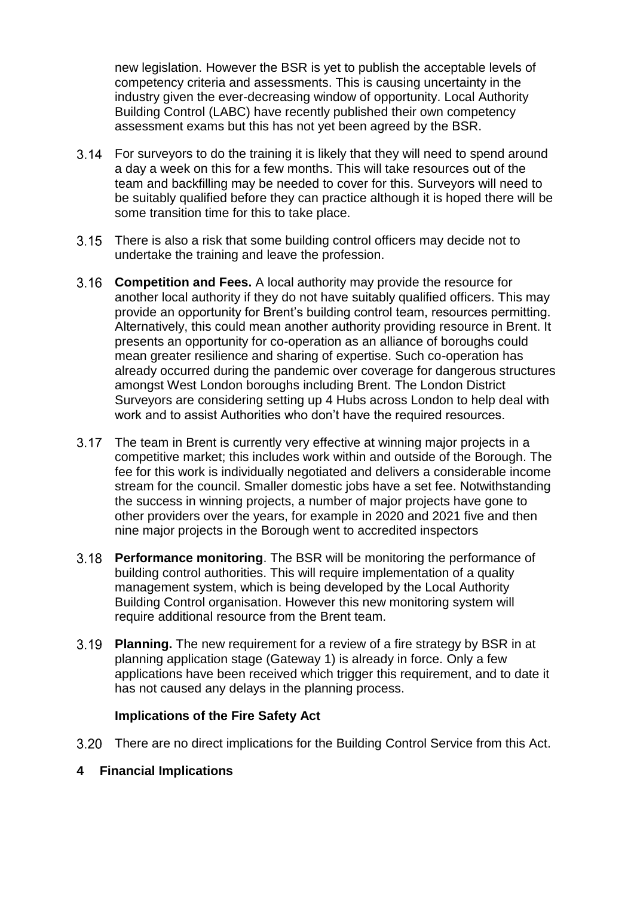new legislation. However the BSR is yet to publish the acceptable levels of competency criteria and assessments. This is causing uncertainty in the industry given the ever-decreasing window of opportunity. Local Authority Building Control (LABC) have recently published their own competency assessment exams but this has not yet been agreed by the BSR.

3.14 For surveyors to do the training it is likely that they will need to spend around a day a week on this for a few months. This will take resources out of the team and backfilling may be needed to cover for this. Surveyors will need to be suitably qualified before they can practice although it is hoped there will be some transition time for this to take place.

3.15 There is also a risk that some building control officers may decide not to undertake the training and leave the profession.

3.16 **Competition and Fees.** A local authority may provide the resource for another local authority if they do not have suitably qualified officers. This may provide an opportunity for Brent's building control team, resources permitting. Alternatively, this could mean another authority providing resource in Brent. It presents an opportunity for co-operation as an alliance of boroughs could mean greater resilience and sharing of expertise. Such co-operation has already occurred during the pandemic over coverage for dangerous structures amongst West London boroughs including Brent. The London District Surveyors are considering setting up 4 Hubs across London to help deal with work and to assist Authorities who don't have the required resources.

3.17 The team in Brent is currently very effective at winning major projects in a competitive market; this includes work within and outside of the Borough. The fee for this work is individually negotiated and delivers a considerable income stream for the council. Smaller domestic jobs have a set fee. Notwithstanding the success in winning projects, a number of major projects have gone to other providers over the years, for example in 2020 and 2021 five and then nine major projects in the Borough went to accredited inspectors

3.18 **Performance monitoring**. The BSR will be monitoring the performance of building control authorities. This will require implementation of a quality management system, which is being developed by the Local Authority Building Control organisation. However this new monitoring system will require additional resource from the Brent team.

3.19 **Planning.** The new requirement for a review of a fire strategy by BSR in at planning application stage (Gateway 1) is already in force. Only a few applications have been received which trigger this requirement, and to date it has not caused any delays in the planning process.

**Implications of the Fire Safety Act**

3.20 There are no direct implications for the Building Control Service from this Act.

## 4 Financial Implications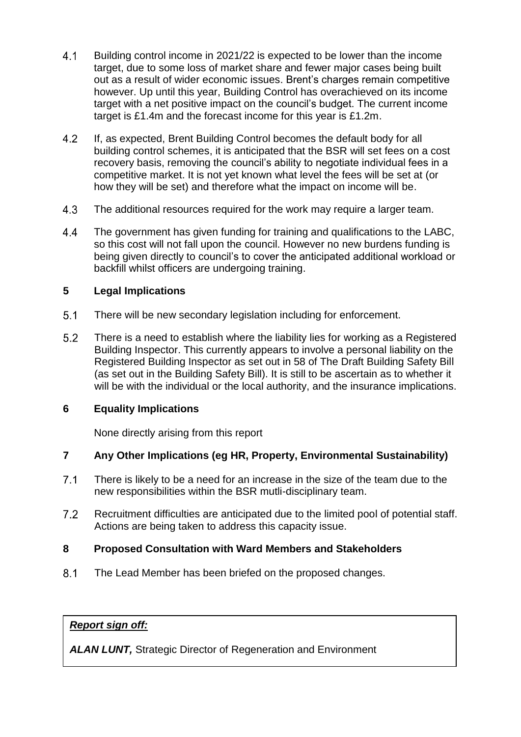4.1 Building control income in 2021/22 is expected to be lower than the income target, due to some loss of market share and fewer major cases being built out as a result of wider economic issues. Brent's charges remain competitive however. Up until this year, Building Control has overachieved on its income target with a net positive impact on the council's budget. The current income target is £1.4m and the forecast income for this year is £1.2m.

4.2 If, as expected, Brent Building Control becomes the default body for all building control schemes, it is anticipated that the BSR will set fees on a cost recovery basis, removing the council's ability to negotiate individual fees in a competitive market. It is not yet known what level the fees will be set at (or how they will be set) and therefore what the impact on income will be.

4.3 The additional resources required for the work may require a larger team.

4.4 The government has given funding for training and qualifications to the LABC, so this cost will not fall upon the council. However no new burdens funding is being given directly to council's to cover the anticipated additional workload or backfill whilst officers are undergoing training.

## 5 Legal Implications

5.1 There will be new secondary legislation including for enforcement.

5.2 There is a need to establish where the liability lies for working as a Registered Building Inspector. This currently appears to involve a personal liability on the Registered Building Inspector as set out in 58 of The Draft Building Safety Bill (as set out in the Building Safety Bill). It is still to be ascertain as to whether it will be with the individual or the local authority, and the insurance implications.

## 6 Equality Implications

None directly arising from this report

## 7 Any Other Implications (eg HR, Property, Environmental Sustainability)

7.1 There is likely to be a need for an increase in the size of the team due to the new responsibilities within the BSR mutli-disciplinary team.

7.2 Recruitment difficulties are anticipated due to the limited pool of potential staff. Actions are being taken to address this capacity issue.

## 8 Proposed Consultation with Ward Members and Stakeholders

8.1 The Lead Member has been briefed on the proposed changes.

***Report sign off:***

***ALAN LUNT,*** Strategic Director of Regeneration and Environment